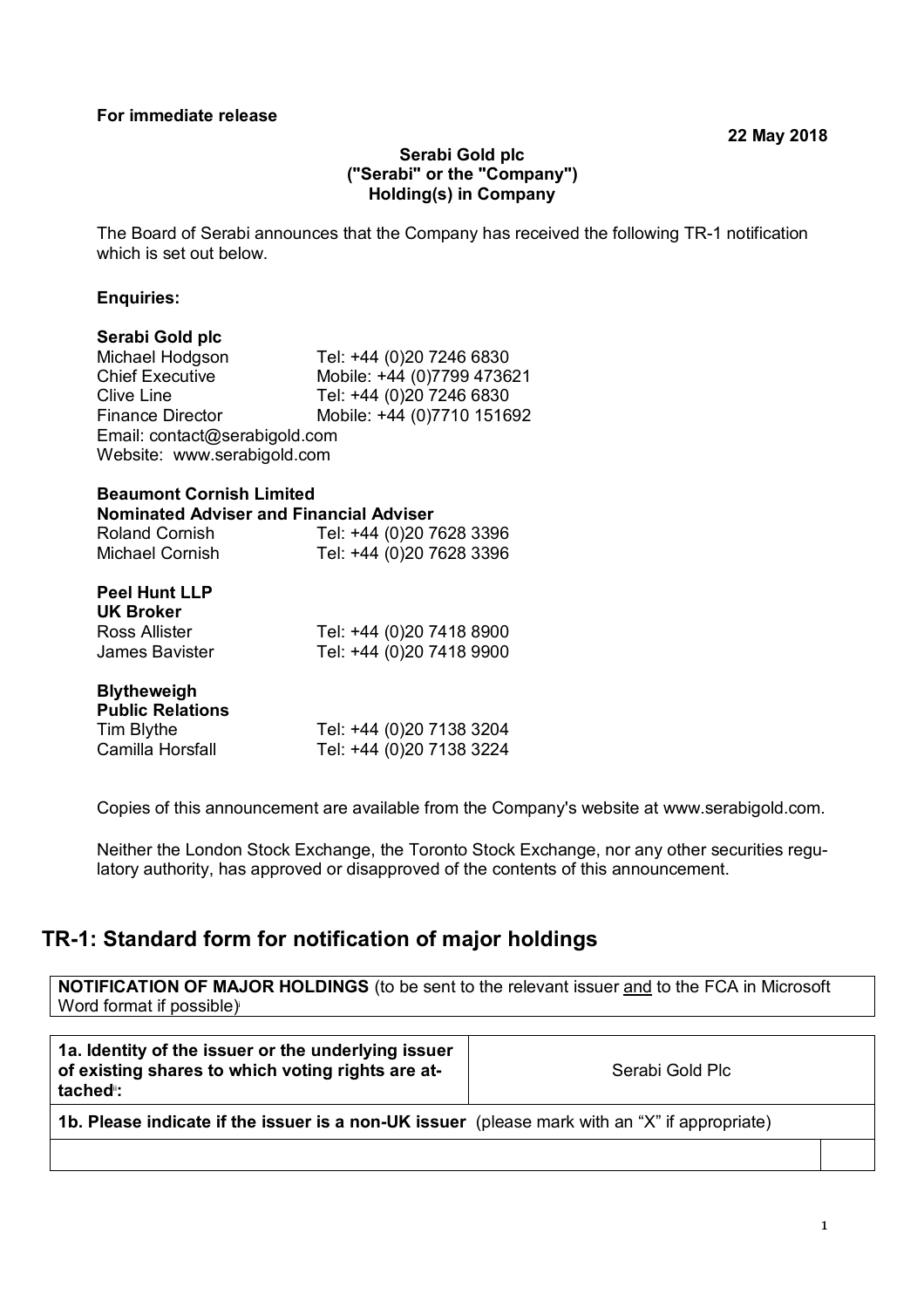**For immediate release**

**22 May 2018**

**Serabi Gold plc**
**("Serabi" or the "Company")**
**Holding(s) in Company**

The Board of Serabi announces that the Company has received the following TR-1 notification which is set out below.

**Enquiries:**

**Serabi Gold plc**

| | |
|---|---|
| Michael Hodgson | Tel: +44 (0)20 7246 6830 |
| Chief Executive | Mobile: +44 (0)7799 473621 |
| Clive Line | Tel: +44 (0)20 7246 6830 |
| Finance Director | Mobile: +44 (0)7710 151692 |

Email: contact@serabigold.com
Website: www.serabigold.com

**Beaumont Cornish Limited**
**Nominated Adviser and Financial Adviser**

| | |
|---|---|
| Roland Cornish | Tel: +44 (0)20 7628 3396 |
| Michael Cornish | Tel: +44 (0)20 7628 3396 |

**Peel Hunt LLP**
**UK Broker**

| | |
|---|---|
| Ross Allister | Tel: +44 (0)20 7418 8900 |
| James Bavister | Tel: +44 (0)20 7418 9900 |

**Blytheweigh**
**Public Relations**

| | |
|---|---|
| Tim Blythe | Tel: +44 (0)20 7138 3204 |
| Camilla Horsfall | Tel: +44 (0)20 7138 3224 |

Copies of this announcement are available from the Company's website at www.serabigold.com.

Neither the London Stock Exchange, the Toronto Stock Exchange, nor any other securities regulatory authority, has approved or disapproved of the contents of this announcement.

## TR-1: Standard form for notification of major holdings

**NOTIFICATION OF MAJOR HOLDINGS** (to be sent to the relevant issuer and to the FCA in Microsoft Word format if possible)[i]

| | |
|---|---|
| **1a. Identity of the issuer or the underlying issuer of existing shares to which voting rights are attached**[ii]**:** | Serabi Gold Plc |
| **1b. Please indicate if the issuer is a non-UK issuer** (please mark with an "X" if appropriate) | |
| | |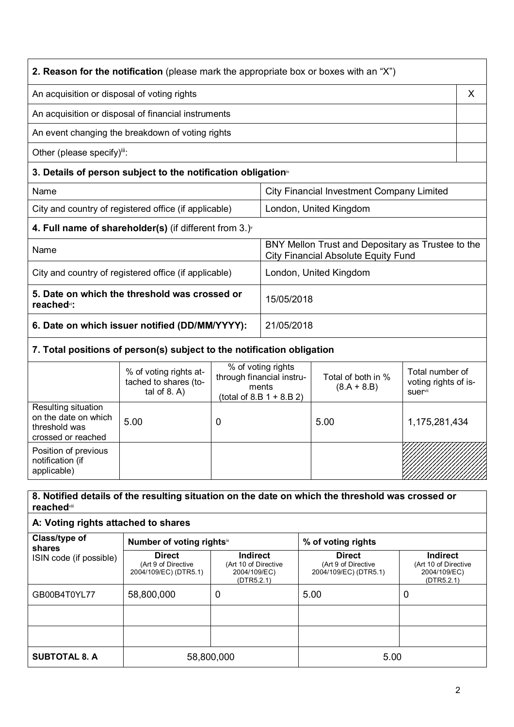| **2. Reason for the notification** (please mark the appropriate box or boxes with an "X") | |
|---|---|
| An acquisition or disposal of voting rights | X |
| An acquisition or disposal of financial instruments | |
| An event changing the breakdown of voting rights | |
| Other (please specify)[iii]: | |

| **3. Details of person subject to the notification obligation**[iv] | |
|---|---|
| Name | City Financial Investment Company Limited |
| City and country of registered office (if applicable) | London, United Kingdom |

| **4. Full name of shareholder(s)** (if different from 3.)[v] | |
|---|---|
| Name | BNY Mellon Trust and Depositary as Trustee to the City Financial Absolute Equity Fund |
| City and country of registered office (if applicable) | London, United Kingdom |

| | |
|---|---|
| **5. Date on which the threshold was crossed or reached**[vi]**:** | 15/05/2018 |
| **6. Date on which issuer notified (DD/MM/YYYY):** | 21/05/2018 |

**7. Total positions of person(s) subject to the notification obligation**

| | % of voting rights attached to shares (total of 8. A) | % of voting rights through financial instruments (total of 8.B 1 + 8.B 2) | Total of both in % (8.A + 8.B) | Total number of voting rights of issuer[vii] |
|---|---|---|---|---|
| Resulting situation on the date on which threshold was crossed or reached | 5.00 | 0 | 5.00 | 1,175,281,434 |
| Position of previous notification (if applicable) | | | | |

**8. Notified details of the resulting situation on the date on which the threshold was crossed or reached**[viii]

**A: Voting rights attached to shares**

| Class/type of shares ISIN code (if possible) | Number of voting rights[ix] | | % of voting rights | |
|---|---|---|---|---|
| | **Direct** (Art 9 of Directive 2004/109/EC) (DTR5.1) | **Indirect** (Art 10 of Directive 2004/109/EC) (DTR5.2.1) | **Direct** (Art 9 of Directive 2004/109/EC) (DTR5.1) | **Indirect** (Art 10 of Directive 2004/109/EC) (DTR5.2.1) |
| GB00B4T0YL77 | 58,800,000 | 0 | 5.00 | 0 |
| | | | | |
| | | | | |
| **SUBTOTAL 8. A** | 58,800,000 | | 5.00 | |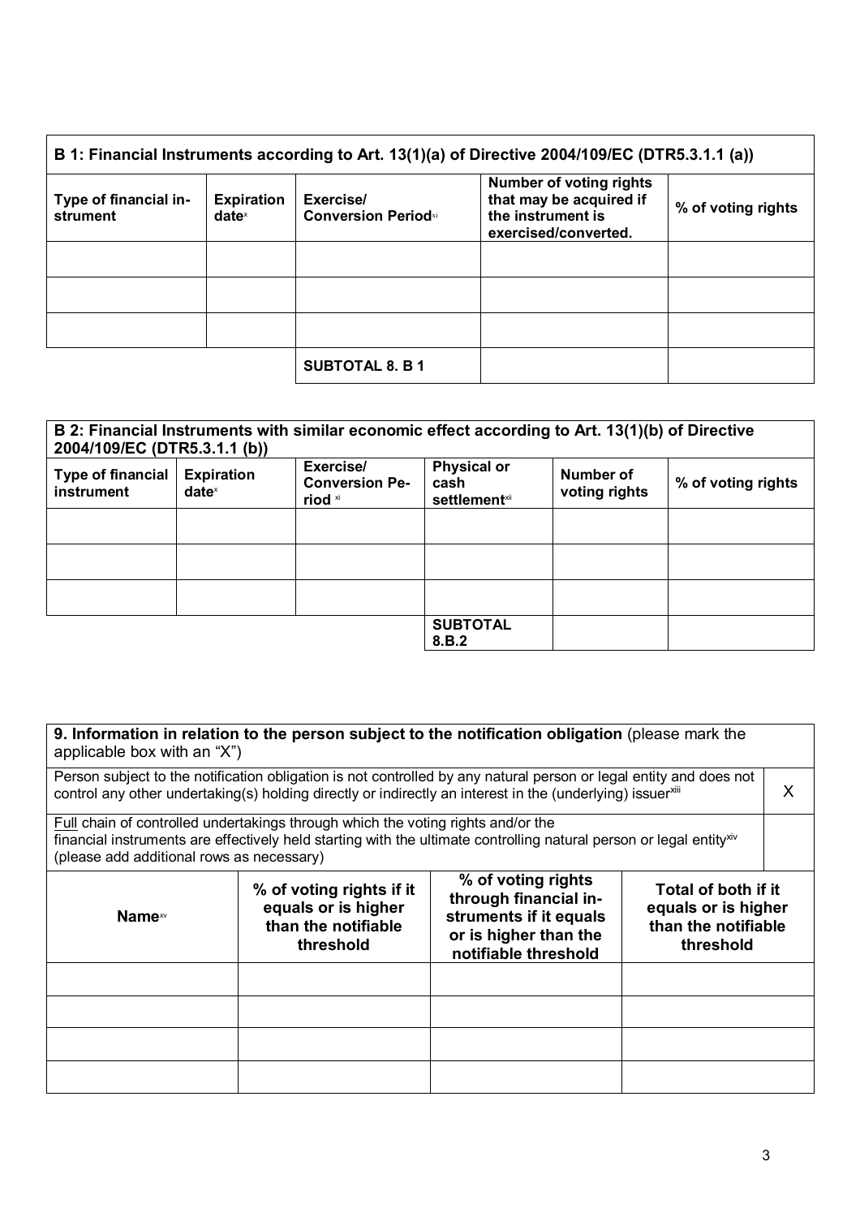| B 1: Financial Instruments according to Art. 13(1)(a) of Directive 2004/109/EC (DTR5.3.1.1 (a)) | | | | |
|---|---|---|---|---|
| Type of financial instrument | Expiration date[x] | Exercise/ Conversion Period[xi] | Number of voting rights that may be acquired if the instrument is exercised/converted. | % of voting rights |
| | | | | |
| | | | | |
| | | | | |
| | | SUBTOTAL 8. B 1 | | |

| B 2: Financial Instruments with similar economic effect according to Art. 13(1)(b) of Directive 2004/109/EC (DTR5.3.1.1 (b)) | | | | | |
|---|---|---|---|---|---|
| Type of financial instrument | Expiration date[x] | Exercise/ Conversion Period [xi] | Physical or cash settlement[xii] | Number of voting rights | % of voting rights |
| | | | | | |
| | | | | | |
| | | | | | |
| | | | SUBTOTAL 8.B.2 | | |

| 9. Information in relation to the person subject to the notification obligation (please mark the applicable box with an "X") | | | | |
|---|---|---|---|---|
| Person subject to the notification obligation is not controlled by any natural person or legal entity and does not control any other undertaking(s) holding directly or indirectly an interest in the (underlying) issuer[xiii] | | | | X |
| Full chain of controlled undertakings through which the voting rights and/or the financial instruments are effectively held starting with the ultimate controlling natural person or legal entity[xiv] (please add additional rows as necessary) | | | | |
| Name[xv] | % of voting rights if it equals or is higher than the notifiable threshold | % of voting rights through financial instruments if it equals or is higher than the notifiable threshold | Total of both if it equals or is higher than the notifiable threshold | |
| | | | | |
| | | | | |
| | | | | |
| | | | | |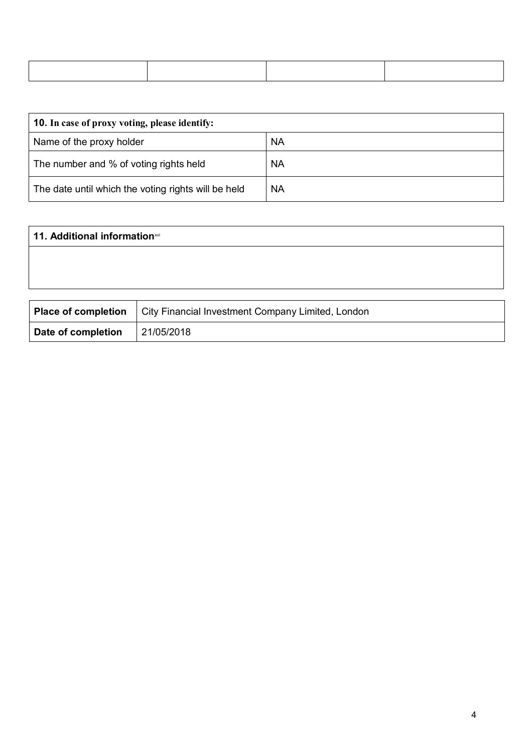| | | | |
|---|---|---|---|
| | | | |

| **10. In case of proxy voting, please identify:** | |
|---|---|
| Name of the proxy holder | NA |
| The number and % of voting rights held | NA |
| The date until which the voting rights will be held | NA |

| **11. Additional information**[xvi] |
|---|
| |

| | |
|---|---|
| **Place of completion** | City Financial Investment Company Limited, London |
| **Date of completion** | 21/05/2018 |